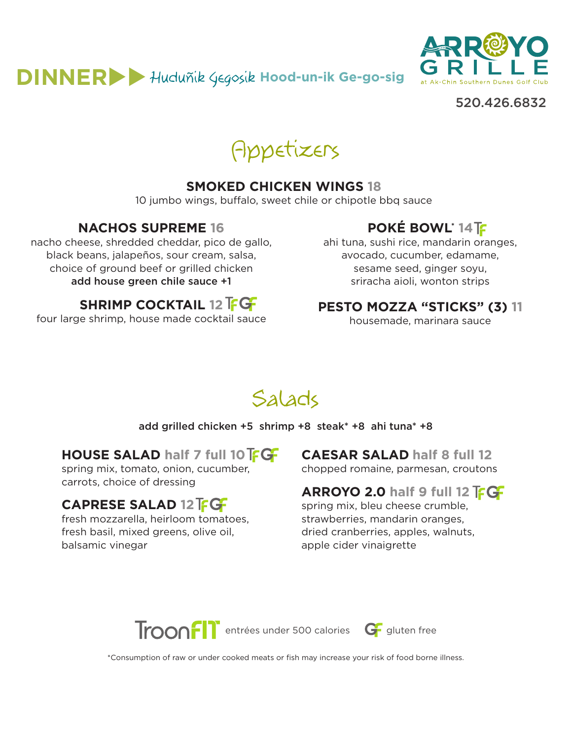# DINNER ▶▶ Huduñik Gegosik Hood-un-ik Ge-go-sig

**ARROYO GRILLE**
at Ak-Chin Southern Dunes Golf Club

520.426.6832

## Appetizers

### SMOKED CHICKEN WINGS 18
10 jumbo wings, buffalo, sweet chile or chipotle bbq sauce

### NACHOS SUPREME 16
nacho cheese, shredded cheddar, pico de gallo, black beans, jalapeños, sour cream, salsa, choice of ground beef or grilled chicken
**add house green chile sauce +1**

### SHRIMP COCKTAIL 12 TF GF
four large shrimp, house made cocktail sauce

### POKÉ BOWL* 14 TF
ahi tuna, sushi rice, mandarin oranges, avocado, cucumber, edamame, sesame seed, ginger soyu, sriracha aioli, wonton strips

### PESTO MOZZA "STICKS" (3) 11
housemade, marinara sauce

## Salads

**add grilled chicken +5 shrimp +8 steak* +8 ahi tuna* +8**

### HOUSE SALAD half 7 full 10 TF GF
spring mix, tomato, onion, cucumber, carrots, choice of dressing

### CAPRESE SALAD 12 TF GF
fresh mozzarella, heirloom tomatoes, fresh basil, mixed greens, olive oil, balsamic vinegar

### CAESAR SALAD half 8 full 12
chopped romaine, parmesan, croutons

### ARROYO 2.0 half 9 full 12 TF GF
spring mix, bleu cheese crumble, strawberries, mandarin oranges, dried cranberries, apples, walnuts, apple cider vinaigrette

TroonFIT entrées under 500 calories    GF gluten free

*Consumption of raw or under cooked meats or fish may increase your risk of food borne illness.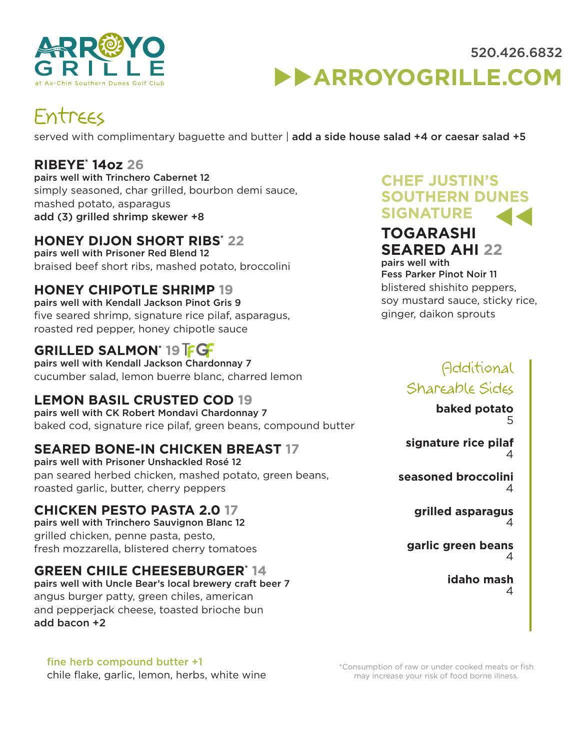ARROYO GRILLE
at Ak-Chin Southern Dunes Golf Club

520.426.6832

ARROYOGRILLE.COM

# Entrees

served with complimentary baguette and butter | **add a side house salad +4 or caesar salad +5**

### RIBEYE* 14oz 26
**pairs well with Trinchero Cabernet 12**
simply seasoned, char grilled, bourbon demi sauce, mashed potato, asparagus
**add (3) grilled shrimp skewer +8**

### HONEY DIJON SHORT RIBS* 22
**pairs well with Prisoner Red Blend 12**
braised beef short ribs, mashed potato, broccolini

### HONEY CHIPOTLE SHRIMP 19
**pairs well with Kendall Jackson Pinot Gris 9**
five seared shrimp, signature rice pilaf, asparagus, roasted red pepper, honey chipotle sauce

### GRILLED SALMON* 19 TF GF
**pairs well with Kendall Jackson Chardonnay 7**
cucumber salad, lemon buerre blanc, charred lemon

### LEMON BASIL CRUSTED COD 19
**pairs well with CK Robert Mondavi Chardonnay 7**
baked cod, signature rice pilaf, green beans, compound butter

### SEARED BONE-IN CHICKEN BREAST 17
**pairs well with Prisoner Unshackled Rosé 12**
pan seared herbed chicken, mashed potato, green beans, roasted garlic, butter, cherry peppers

### CHICKEN PESTO PASTA 2.0 17
**pairs well with Trinchero Sauvignon Blanc 12**
grilled chicken, penne pasta, pesto, fresh mozzarella, blistered cherry tomatoes

### GREEN CHILE CHEESEBURGER* 14
**pairs well with Uncle Bear's local brewery craft beer 7**
angus burger patty, green chiles, american and pepperjack cheese, toasted brioche bun
**add bacon +2**

**fine herb compound butter +1**
chile flake, garlic, lemon, herbs, white wine

## CHEF JUSTIN'S SOUTHERN DUNES SIGNATURE

### TOGARASHI SEARED AHI 22
**pairs well with Fess Parker Pinot Noir 11**
blistered shishito peppers, soy mustard sauce, sticky rice, ginger, daikon sprouts

## Additional Shareable Sides

**baked potato** 5

**signature rice pilaf** 4

**seasoned broccolini** 4

**grilled asparagus** 4

**garlic green beans** 4

**idaho mash** 4

*Consumption of raw or under cooked meats or fish may increase your risk of food borne illness.